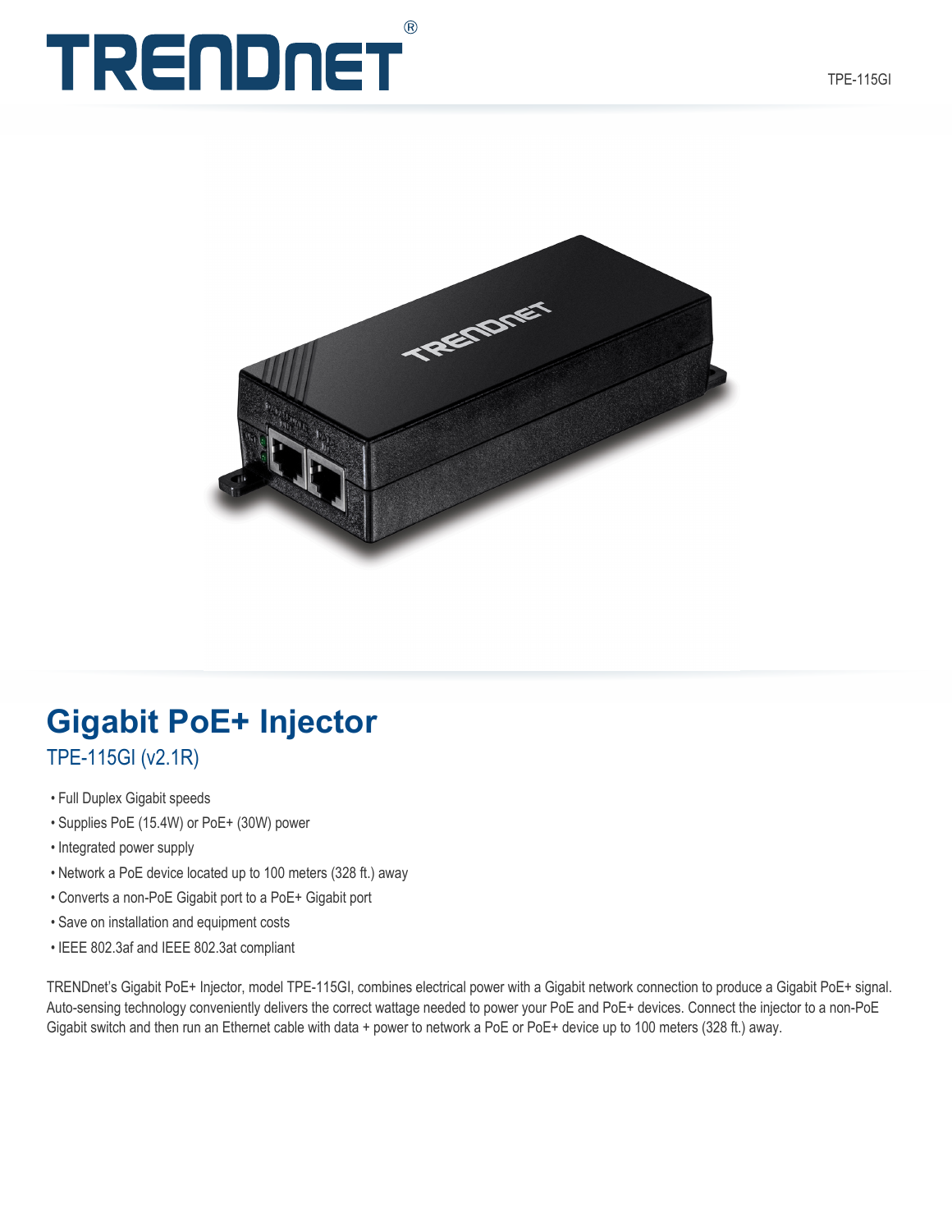# Gigabit PoE+ Injector

## TPE-115GI (v2.1R)

- Full Duplex Gigabit speeds
- Supplies PoE (15.4W) or PoE+ (30W) power
- Integrated power supply
- Network a PoE device located up to 100 meters (328 ft.) away
- Converts a non-PoE Gigabit port to a PoE+ Gigabit port
- Save on installation and equipment costs
- IEEE 802.3af and IEEE 802.3at compliant

TRENDnet's Gigabit PoE+ Injector, model TPE-115GI, combines electrical power with a Gigabit network connection to produce a Gigabit PoE+ signal. Auto-sensing technology conveniently delivers the correct wattage needed to power your PoE and PoE+ devices. Connect the injector to a non-PoE Gigabit switch and then run an Ethernet cable with data + power to network a PoE or PoE+ device up to 100 meters (328 ft.) away.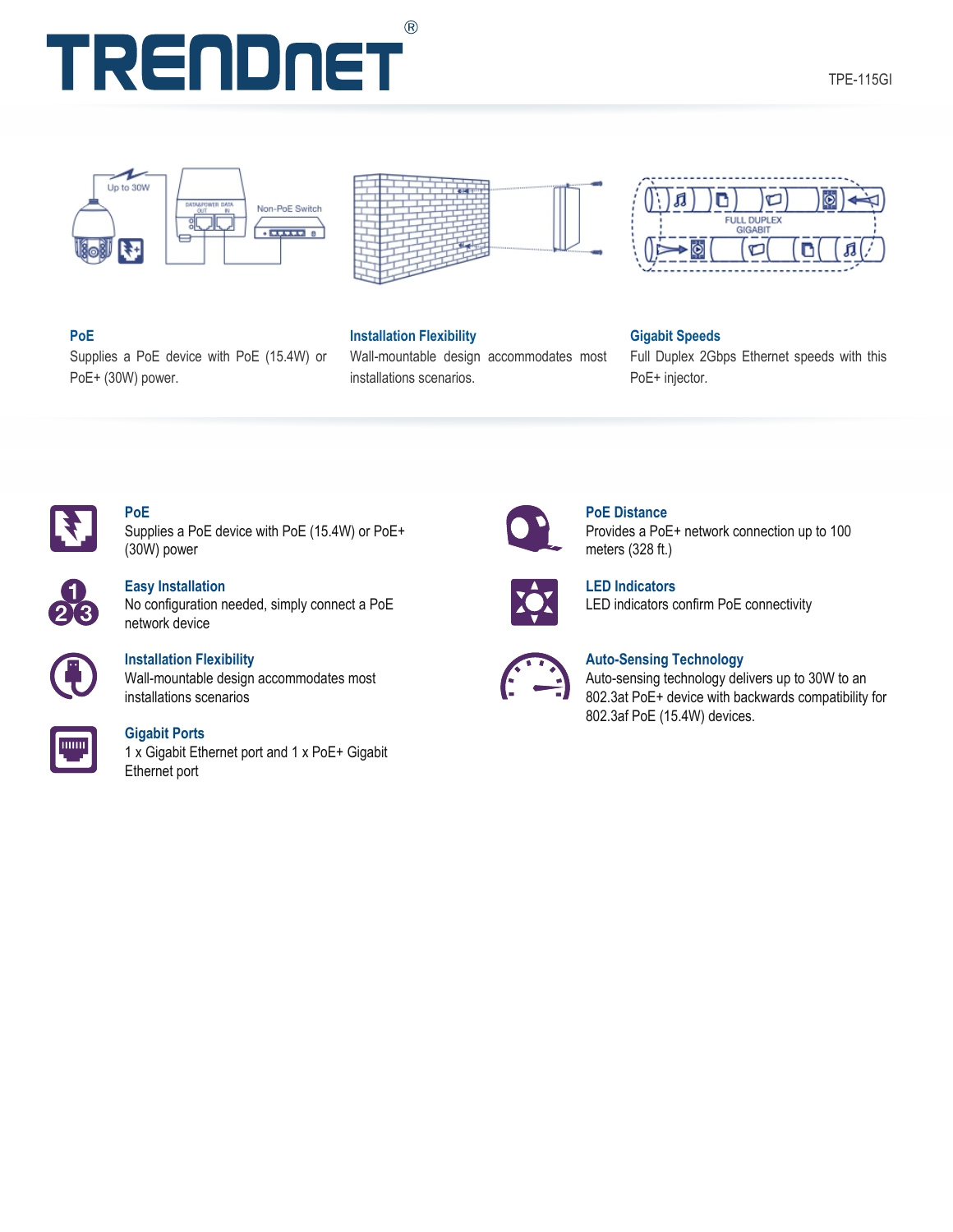# TRENDnet®

TPE-115GI

### PoE

Supplies a PoE device with PoE (15.4W) or PoE+ (30W) power.

### Installation Flexibility

Wall-mountable design accommodates most installations scenarios.

### Gigabit Speeds

Full Duplex 2Gbps Ethernet speeds with this PoE+ injector.

### PoE

Supplies a PoE device with PoE (15.4W) or PoE+ (30W) power

### Easy Installation

No configuration needed, simply connect a PoE network device

### Installation Flexibility

Wall-mountable design accommodates most installations scenarios

### Gigabit Ports

1 x Gigabit Ethernet port and 1 x PoE+ Gigabit Ethernet port

### PoE Distance

Provides a PoE+ network connection up to 100 meters (328 ft.)

### LED Indicators

LED indicators confirm PoE connectivity

### Auto-Sensing Technology

Auto-sensing technology delivers up to 30W to an 802.3at PoE+ device with backwards compatibility for 802.3af PoE (15.4W) devices.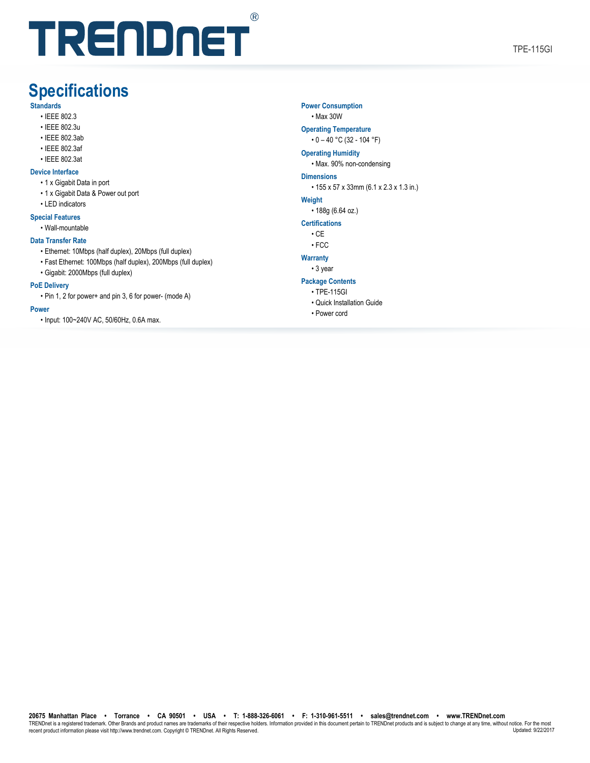## Specifications

### Standards

- IEEE 802.3
- IEEE 802.3u
- IEEE 802.3ab
- IEEE 802.3af
- IEEE 802.3at

### Device Interface

- 1 x Gigabit Data in port
- 1 x Gigabit Data & Power out port
- LED indicators

### Special Features

- Wall-mountable

### Data Transfer Rate

- Ethernet: 10Mbps (half duplex), 20Mbps (full duplex)
- Fast Ethernet: 100Mbps (half duplex), 200Mbps (full duplex)
- Gigabit: 2000Mbps (full duplex)

### PoE Delivery

- Pin 1, 2 for power+ and pin 3, 6 for power- (mode A)

### Power

- Input: 100~240V AC, 50/60Hz, 0.6A max.

### Power Consumption

- Max 30W

### Operating Temperature

- 0 – 40 °C (32 - 104 °F)

### Operating Humidity

- Max. 90% non-condensing

### Dimensions

- 155 x 57 x 33mm (6.1 x 2.3 x 1.3 in.)

### Weight

- 188g (6.64 oz.)

### Certifications

- CE
- FCC

### Warranty

- 3 year

### Package Contents

- TPE-115GI
- Quick Installation Guide
- Power cord

**20675 Manhattan Place • Torrance • CA 90501 • USA • T: 1-888-326-6061 • F: 1-310-961-5511 • sales@trendnet.com • www.TRENDnet.com**

TRENDnet is a registered trademark. Other Brands and product names are trademarks of their respective holders. Information provided in this document pertain to TRENDnet products and is subject to change at any time, without notice. For the most recent product information please visit http://www.trendnet.com. Copyright © TRENDnet. All Rights Reserved.

Updated: 9/22/2017